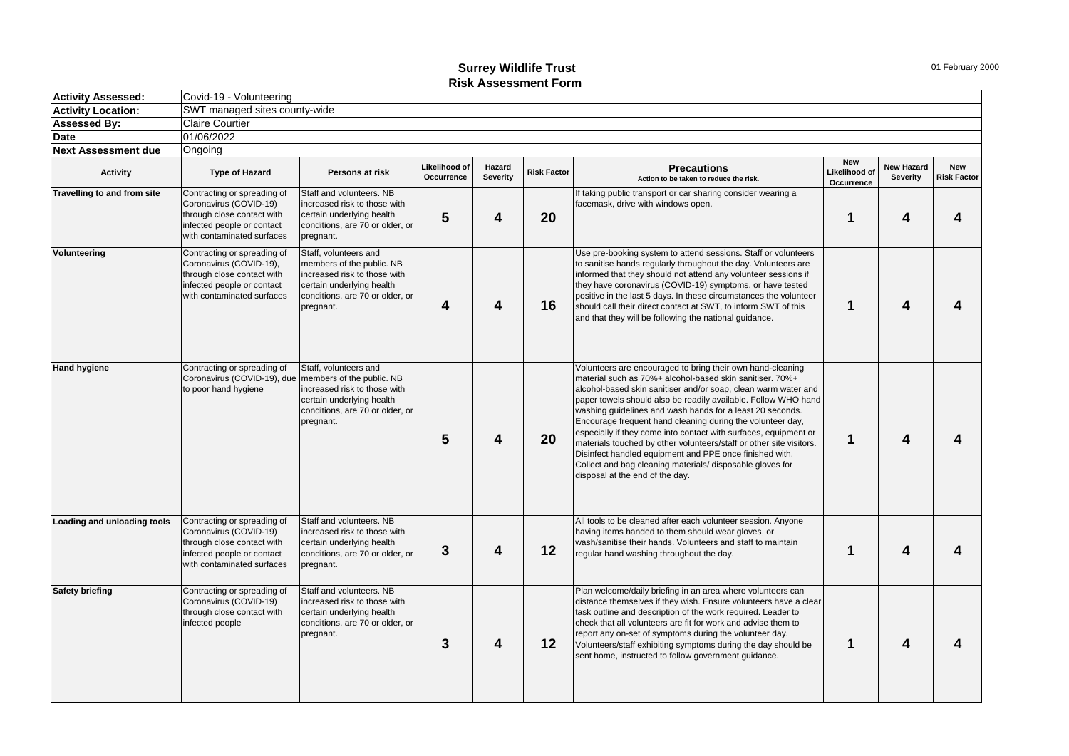# Surrey Wildlife Trust
## Risk Assessment Form

01 February 2000

| | |
|---|---|
| **Activity Assessed:** | Covid-19 - Volunteering |
| **Activity Location:** | SWT managed sites county-wide |
| **Assessed By:** | Claire Courtier |
| **Date** | 01/06/2022 |
| **Next Assessment due** | Ongoing |

| Activity | Type of Hazard | Persons at risk | Likelihood of Occurrence | Hazard Severity | Risk Factor | Precautions<br>Action to be taken to reduce the risk. | New Likelihood of Occurrence | New Hazard Severity | New Risk Factor |
|---|---|---|---|---|---|---|---|---|---|
| **Travelling to and from site** | Contracting or spreading of Coronavirus (COVID-19) through close contact with infected people or contact with contaminated surfaces | Staff and volunteers. NB increased risk to those with certain underlying health conditions, are 70 or older, or pregnant. | 5 | 4 | 20 | If taking public transport or car sharing consider wearing a facemask, drive with windows open. | 1 | 4 | 4 |
| **Volunteering** | Contracting or spreading of Coronavirus (COVID-19), through close contact with infected people or contact with contaminated surfaces | Staff, volunteers and members of the public. NB increased risk to those with certain underlying health conditions, are 70 or older, or pregnant. | 4 | 4 | 16 | Use pre-booking system to attend sessions. Staff or volunteers to sanitise hands regularly throughout the day. Volunteers are informed that they should not attend any volunteer sessions if they have coronavirus (COVID-19) symptoms, or have tested positive in the last 5 days. In these circumstances the volunteer should call their direct contact at SWT, to inform SWT of this and that they will be following the national guidance. | 1 | 4 | 4 |
| **Hand hygiene** | Contracting or spreading of Coronavirus (COVID-19), due to poor hand hygiene | Staff, volunteers and members of the public. NB increased risk to those with certain underlying health conditions, are 70 or older, or pregnant. | 5 | 4 | 20 | Volunteers are encouraged to bring their own hand-cleaning material such as 70%+ alcohol-based skin sanitiser. 70%+ alcohol-based skin sanitiser and/or soap, clean warm water and paper towels should also be readily available. Follow WHO hand washing guidelines and wash hands for a least 20 seconds. Encourage frequent hand cleaning during the volunteer day, especially if they come into contact with surfaces, equipment or materials touched by other volunteers/staff or other site visitors. Disinfect handled equipment and PPE once finished with. Collect and bag cleaning materials/ disposable gloves for disposal at the end of the day. | 1 | 4 | 4 |
| **Loading and unloading tools** | Contracting or spreading of Coronavirus (COVID-19) through close contact with infected people or contact with contaminated surfaces | Staff and volunteers. NB increased risk to those with certain underlying health conditions, are 70 or older, or pregnant. | 3 | 4 | 12 | All tools to be cleaned after each volunteer session. Anyone having items handed to them should wear gloves, or wash/sanitise their hands. Volunteers and staff to maintain regular hand washing throughout the day. | 1 | 4 | 4 |
| **Safety briefing** | Contracting or spreading of Coronavirus (COVID-19) through close contact with infected people | Staff and volunteers. NB increased risk to those with certain underlying health conditions, are 70 or older, or pregnant. | 3 | 4 | 12 | Plan welcome/daily briefing in an area where volunteers can distance themselves if they wish. Ensure volunteers have a clear task outline and description of the work required. Leader to check that all volunteers are fit for work and advise them to report any on-set of symptoms during the volunteer day. Volunteers/staff exhibiting symptoms during the day should be sent home, instructed to follow government guidance. | 1 | 4 | 4 |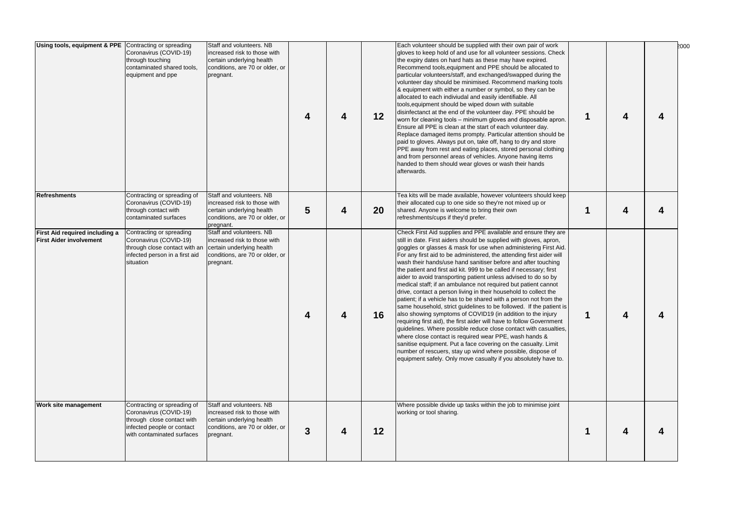| Using tools, equipment & PPE | Contracting or spreading Coronavirus (COVID-19) through touching contaminated shared tools, equipment and ppe | Staff and volunteers. NB increased risk to those with certain underlying health conditions, are 70 or older, or pregnant. | 4 | 4 | 12 | Each volunteer should be supplied with their own pair of work gloves to keep hold of and use for all volunteer sessions. Check the expiry dates on hard hats as these may have expired. Recommend tools,equipment and PPE should be allocated to particular volunteers/staff, and exchanged/swapped during the volunteer day should be minimised. Recommend marking tools & equipment with either a number or symbol, so they can be allocated to each indiviudal and easily identifiable. All tools,equipment should be wiped down with suitable disinfectanct at the end of the volunteer day. PPE should be worn for cleaning tools – minimum gloves and disposable apron. Ensure all PPE is clean at the start of each volunteer day. Replace damaged items prompty. Particular attention should be paid to gloves. Always put on, take off, hang to dry and store PPE away from rest and eating places, stored personal clothing and from personnel areas of vehicles. Anyone having items handed to them should wear gloves or wash their hands afterwards. | 1 | 4 | 4 |
|---|---|---|---|---|---|---|---|---|---|
| **Refreshments** | Contracting or spreading of Coronavirus (COVID-19) through contact with contaminated surfaces | Staff and volunteers. NB increased risk to those with certain underlying health conditions, are 70 or older, or pregnant. | 5 | 4 | 20 | Tea kits will be made available, however volunteers should keep their allocated cup to one side so they're not mixed up or shared. Anyone is welcome to bring their own refreshments/cups if they'd prefer. | 1 | 4 | 4 |
| **First Aid required including a First Aider involvement** | Contracting or spreading Coronavirus (COVID-19) through close contact with an infected person in a first aid situation | Staff and volunteers. NB increased risk to those with certain underlying health conditions, are 70 or older, or pregnant. | 4 | 4 | 16 | Check First Aid supplies and PPE available and ensure they are still in date. First aiders should be supplied with gloves, apron, goggles or glasses & mask for use when administering First Aid. For any first aid to be administered, the attending first aider will wash their hands/use hand sanitiser before and after touching the patient and first aid kit. 999 to be called if necessary; first aider to avoid transporting patient unless advised to do so by medical staff; if an ambulance not required but patient cannot drive, contact a person living in their household to collect the patient; if a vehicle has to be shared with a person not from the same household, strict guidelines to be followed. If the patient is also showing symptoms of COVID19 (in addition to the injury requiring first aid), the first aider will have to follow Government guidelines. Where possible reduce close contact with casualties, where close contact is required wear PPE, wash hands & sanitise equipment. Put a face covering on the casualty. Limit number of rescuers, stay up wind where possible, dispose of equipment safely. Only move casualty if you absolutely have to. | 1 | 4 | 4 |
| **Work site management** | Contracting or spreading of Coronavirus (COVID-19) through close contact with infected people or contact with contaminated surfaces | Staff and volunteers. NB increased risk to those with certain underlying health conditions, are 70 or older, or pregnant. | 3 | 4 | 12 | Where possible divide up tasks within the job to minimise joint working or tool sharing. | 1 | 4 | 4 |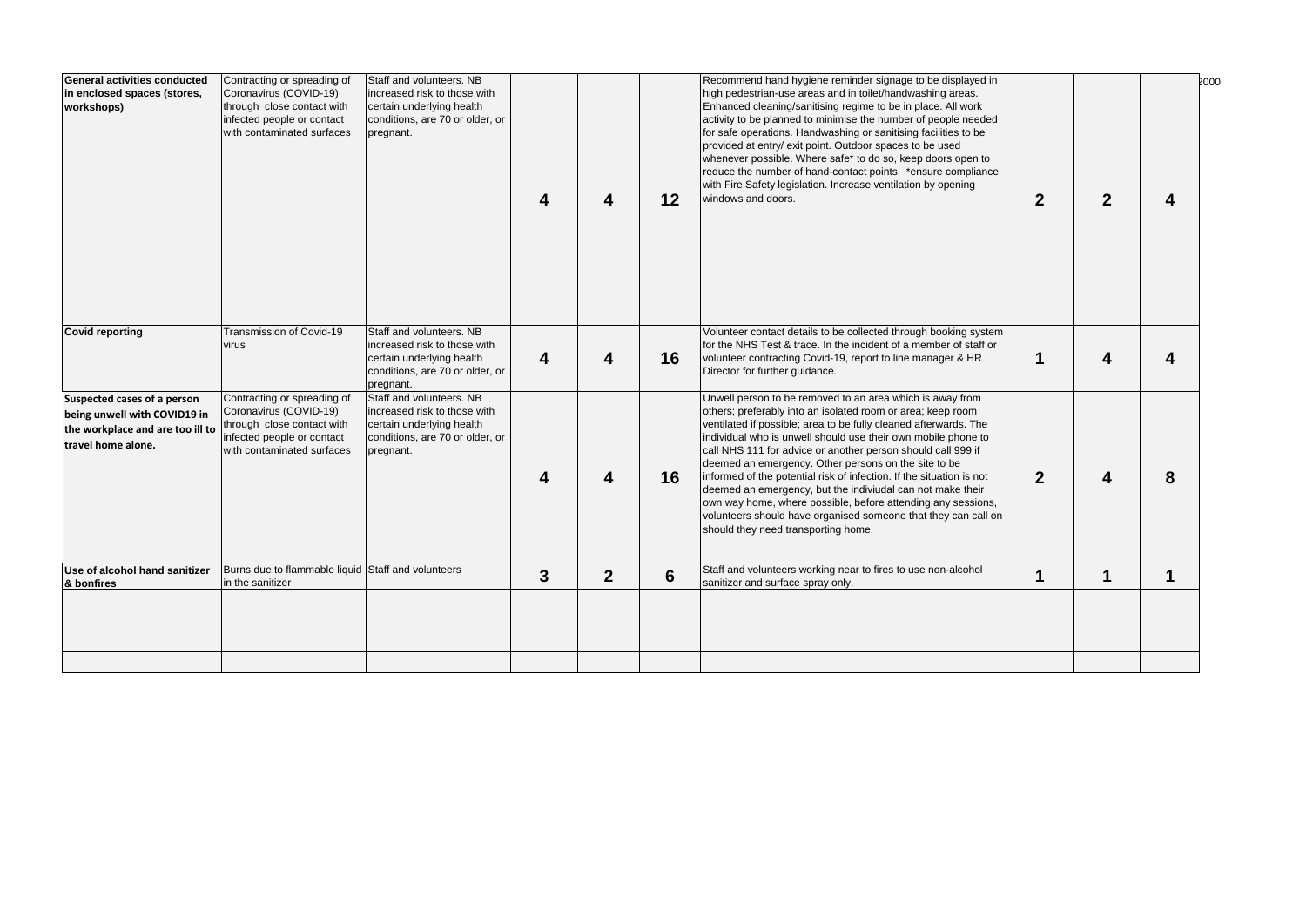| | | | | | | | | | |
|---|---|---|---|---|---|---|---|---|---|
| **General activities conducted in enclosed spaces (stores, workshops)** | Contracting or spreading of Coronavirus (COVID-19) through close contact with infected people or contact with contaminated surfaces | Staff and volunteers. NB increased risk to those with certain underlying health conditions, are 70 or older, or pregnant. | **4** | **4** | **12** | Recommend hand hygiene reminder signage to be displayed in high pedestrian-use areas and in toilet/handwashing areas. Enhanced cleaning/sanitising regime to be in place. All work activity to be planned to minimise the number of people needed for safe operations. Handwashing or sanitising facilities to be provided at entry/ exit point. Outdoor spaces to be used whenever possible. Where safe* to do so, keep doors open to reduce the number of hand-contact points. *ensure compliance with Fire Safety legislation. Increase ventilation by opening windows and doors. | **2** | **2** | **4** |
| **Covid reporting** | Transmission of Covid-19 virus | Staff and volunteers. NB increased risk to those with certain underlying health conditions, are 70 or older, or pregnant. | **4** | **4** | **16** | Volunteer contact details to be collected through booking system for the NHS Test & trace. In the incident of a member of staff or volunteer contracting Covid-19, report to line manager & HR Director for further guidance. | **1** | **4** | **4** |
| **Suspected cases of a person being unwell with COVID19 in the workplace and are too ill to travel home alone.** | Contracting or spreading of Coronavirus (COVID-19) through close contact with infected people or contact with contaminated surfaces | Staff and volunteers. NB increased risk to those with certain underlying health conditions, are 70 or older, or pregnant. | **4** | **4** | **16** | Unwell person to be removed to an area which is away from others; preferably into an isolated room or area; keep room ventilated if possible; area to be fully cleaned afterwards. The individual who is unwell should use their own mobile phone to call NHS 111 for advice or another person should call 999 if deemed an emergency. Other persons on the site to be informed of the potential risk of infection. If the situation is not deemed an emergency, but the indiviudal can not make their own way home, where possible, before attending any sessions, volunteers should have organised someone that they can call on should they need transporting home. | **2** | **4** | **8** |
| **Use of alcohol hand sanitizer & bonfires** | Burns due to flammable liquid in the sanitizer | Staff and volunteers | **3** | **2** | **6** | Staff and volunteers working near to fires to use non-alcohol sanitizer and surface spray only. | **1** | **1** | **1** |
| | | | | | | | | | |
| | | | | | | | | | |
| | | | | | | | | | |
| | | | | | | | | | |